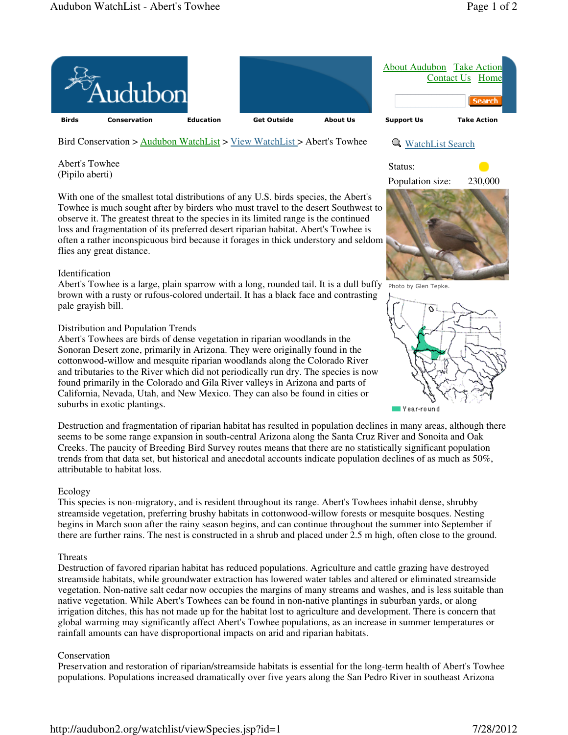Bird Conservation > Audubon WatchList > View WatchList > Abert's Towhee

WatchList Search

# Abert's Towhee
(Pipilo aberti)

Status:

Population size: 230,000

With one of the smallest total distributions of any U.S. birds species, the Abert's Towhee is much sought after by birders who must travel to the desert Southwest to observe it. The greatest threat to the species in its limited range is the continued loss and fragmentation of its preferred desert riparian habitat. Abert's Towhee is often a rather inconspicuous bird because it forages in thick understory and seldom flies any great distance.

Photo by Glen Tepke.

Year-round

## Identification

Abert's Towhee is a large, plain sparrow with a long, rounded tail. It is a dull buffy brown with a rusty or rufous-colored undertail. It has a black face and contrasting pale grayish bill.

## Distribution and Population Trends

Abert's Towhees are birds of dense vegetation in riparian woodlands in the Sonoran Desert zone, primarily in Arizona. They were originally found in the cottonwood-willow and mesquite riparian woodlands along the Colorado River and tributaries to the River which did not periodically run dry. The species is now found primarily in the Colorado and Gila River valleys in Arizona and parts of California, Nevada, Utah, and New Mexico. They can also be found in cities or suburbs in exotic plantings.

Destruction and fragmentation of riparian habitat has resulted in population declines in many areas, although there seems to be some range expansion in south-central Arizona along the Santa Cruz River and Sonoita and Oak Creeks. The paucity of Breeding Bird Survey routes means that there are no statistically significant population trends from that data set, but historical and anecdotal accounts indicate population declines of as much as 50%, attributable to habitat loss.

## Ecology

This species is non-migratory, and is resident throughout its range. Abert's Towhees inhabit dense, shrubby streamside vegetation, preferring brushy habitats in cottonwood-willow forests or mesquite bosques. Nesting begins in March soon after the rainy season begins, and can continue throughout the summer into September if there are further rains. The nest is constructed in a shrub and placed under 2.5 m high, often close to the ground.

## Threats

Destruction of favored riparian habitat has reduced populations. Agriculture and cattle grazing have destroyed streamside habitats, while groundwater extraction has lowered water tables and altered or eliminated streamside vegetation. Non-native salt cedar now occupies the margins of many streams and washes, and is less suitable than native vegetation. While Abert's Towhees can be found in non-native plantings in suburban yards, or along irrigation ditches, this has not made up for the habitat lost to agriculture and development. There is concern that global warming may significantly affect Abert's Towhee populations, as an increase in summer temperatures or rainfall amounts can have disproportional impacts on arid and riparian habitats.

## Conservation

Preservation and restoration of riparian/streamside habitats is essential for the long-term health of Abert's Towhee populations. Populations increased dramatically over five years along the San Pedro River in southeast Arizona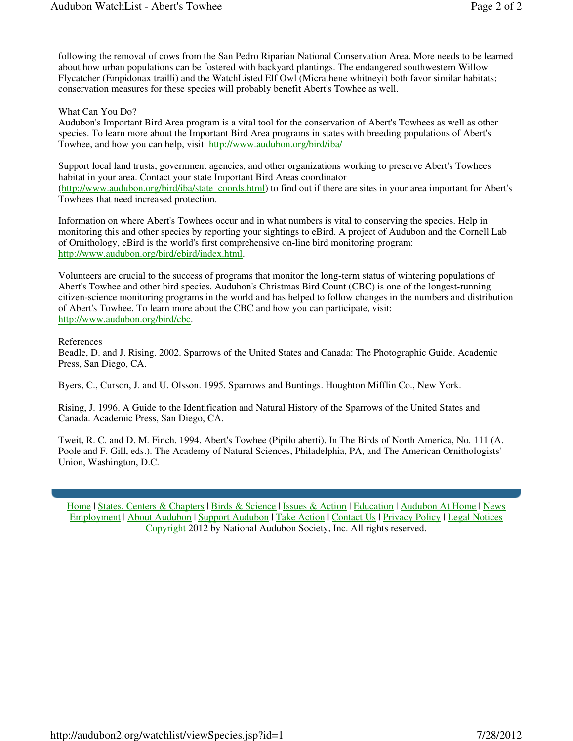following the removal of cows from the San Pedro Riparian National Conservation Area. More needs to be learned about how urban populations can be fostered with backyard plantings. The endangered southwestern Willow Flycatcher (Empidonax trailli) and the WatchListed Elf Owl (Micrathene whitneyi) both favor similar habitats; conservation measures for these species will probably benefit Abert's Towhee as well.

What Can You Do?

Audubon's Important Bird Area program is a vital tool for the conservation of Abert's Towhees as well as other species. To learn more about the Important Bird Area programs in states with breeding populations of Abert's Towhee, and how you can help, visit: [http://www.audubon.org/bird/iba/](http://www.audubon.org/bird/iba/)

Support local land trusts, government agencies, and other organizations working to preserve Abert's Towhees habitat in your area. Contact your state Important Bird Areas coordinator ([http://www.audubon.org/bird/iba/state_coords.html](http://www.audubon.org/bird/iba/state_coords.html)) to find out if there are sites in your area important for Abert's Towhees that need increased protection.

Information on where Abert's Towhees occur and in what numbers is vital to conserving the species. Help in monitoring this and other species by reporting your sightings to eBird. A project of Audubon and the Cornell Lab of Ornithology, eBird is the world's first comprehensive on-line bird monitoring program: [http://www.audubon.org/bird/ebird/index.html](http://www.audubon.org/bird/ebird/index.html).

Volunteers are crucial to the success of programs that monitor the long-term status of wintering populations of Abert's Towhee and other bird species. Audubon's Christmas Bird Count (CBC) is one of the longest-running citizen-science monitoring programs in the world and has helped to follow changes in the numbers and distribution of Abert's Towhee. To learn more about the CBC and how you can participate, visit: [http://www.audubon.org/bird/cbc](http://www.audubon.org/bird/cbc).

References

Beadle, D. and J. Rising. 2002. Sparrows of the United States and Canada: The Photographic Guide. Academic Press, San Diego, CA.

Byers, C., Curson, J. and U. Olsson. 1995. Sparrows and Buntings. Houghton Mifflin Co., New York.

Rising, J. 1996. A Guide to the Identification and Natural History of the Sparrows of the United States and Canada. Academic Press, San Diego, CA.

Tweit, R. C. and D. M. Finch. 1994. Abert's Towhee (Pipilo aberti). In The Birds of North America, No. 111 (A. Poole and F. Gill, eds.). The Academy of Natural Sciences, Philadelphia, PA, and The American Ornithologists' Union, Washington, D.C.

Home | States, Centers & Chapters | Birds & Science | Issues & Action | Education | Audubon At Home | News
Employment | About Audubon | Support Audubon | Take Action | Contact Us | Privacy Policy | Legal Notices
Copyright 2012 by National Audubon Society, Inc. All rights reserved.